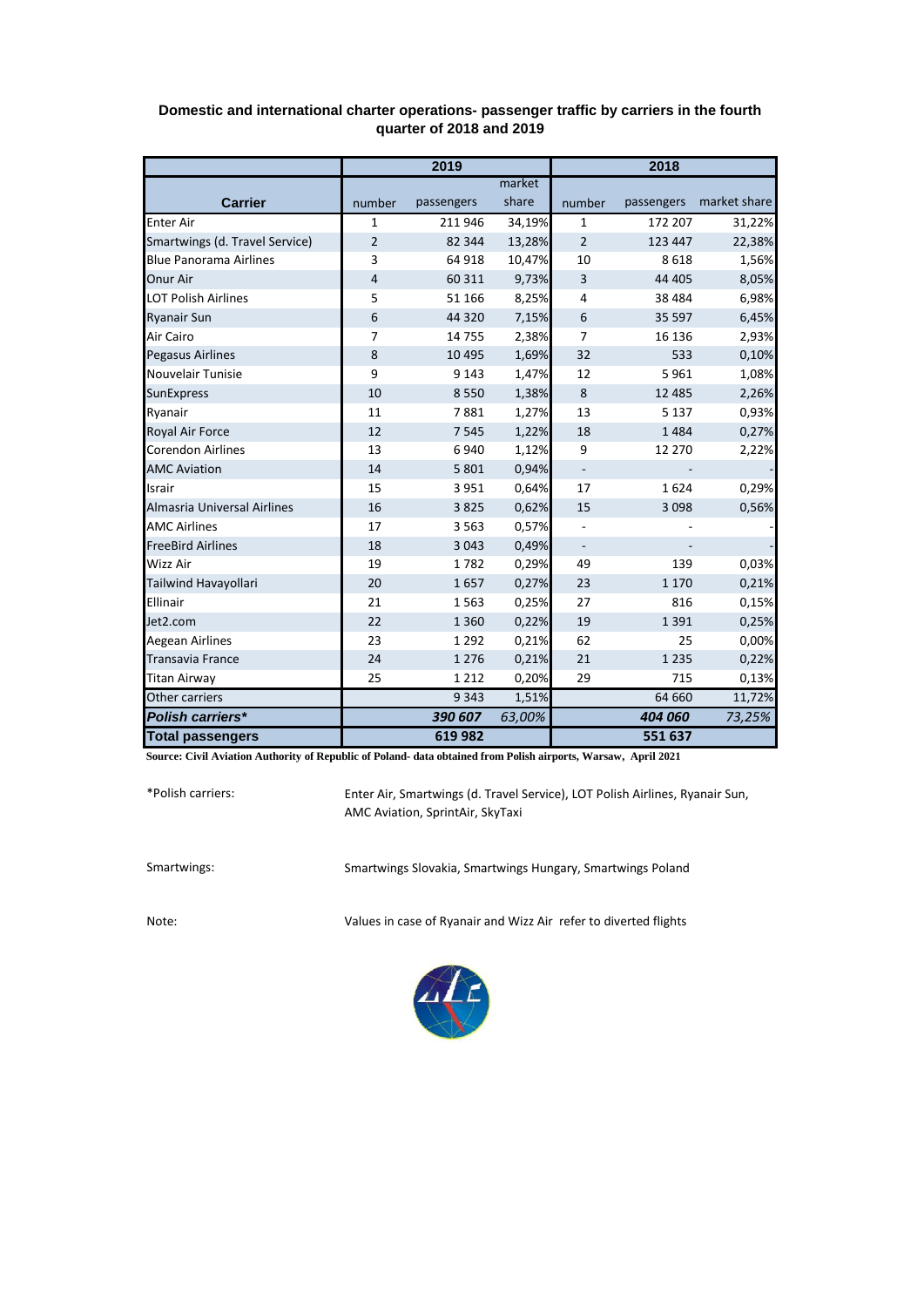**Domestic and international charter operations- passenger traffic by carriers in the fourth quarter of 2018 and 2019**

| Carrier | 2019 number | 2019 passengers | 2019 market share | 2018 number | 2018 passengers | 2018 market share |
|---|---|---|---|---|---|---|
| Enter Air | 1 | 211 946 | 34,19% | 1 | 172 207 | 31,22% |
| Smartwings (d. Travel Service) | 2 | 82 344 | 13,28% | 2 | 123 447 | 22,38% |
| Blue Panorama Airlines | 3 | 64 918 | 10,47% | 10 | 8 618 | 1,56% |
| Onur Air | 4 | 60 311 | 9,73% | 3 | 44 405 | 8,05% |
| LOT Polish Airlines | 5 | 51 166 | 8,25% | 4 | 38 484 | 6,98% |
| Ryanair Sun | 6 | 44 320 | 7,15% | 6 | 35 597 | 6,45% |
| Air Cairo | 7 | 14 755 | 2,38% | 7 | 16 136 | 2,93% |
| Pegasus Airlines | 8 | 10 495 | 1,69% | 32 | 533 | 0,10% |
| Nouvelair Tunisie | 9 | 9 143 | 1,47% | 12 | 5 961 | 1,08% |
| SunExpress | 10 | 8 550 | 1,38% | 8 | 12 485 | 2,26% |
| Ryanair | 11 | 7 881 | 1,27% | 13 | 5 137 | 0,93% |
| Royal Air Force | 12 | 7 545 | 1,22% | 18 | 1 484 | 0,27% |
| Corendon Airlines | 13 | 6 940 | 1,12% | 9 | 12 270 | 2,22% |
| AMC Aviation | 14 | 5 801 | 0,94% | - | - | - |
| Israir | 15 | 3 951 | 0,64% | 17 | 1 624 | 0,29% |
| Almasria Universal Airlines | 16 | 3 825 | 0,62% | 15 | 3 098 | 0,56% |
| AMC Airlines | 17 | 3 563 | 0,57% | - | - | - |
| FreeBird Airlines | 18 | 3 043 | 0,49% | - | - | - |
| Wizz Air | 19 | 1 782 | 0,29% | 49 | 139 | 0,03% |
| Tailwind Havayollari | 20 | 1 657 | 0,27% | 23 | 1 170 | 0,21% |
| Ellinair | 21 | 1 563 | 0,25% | 27 | 816 | 0,15% |
| Jet2.com | 22 | 1 360 | 0,22% | 19 | 1 391 | 0,25% |
| Aegean Airlines | 23 | 1 292 | 0,21% | 62 | 25 | 0,00% |
| Transavia France | 24 | 1 276 | 0,21% | 21 | 1 235 | 0,22% |
| Titan Airway | 25 | 1 212 | 0,20% | 29 | 715 | 0,13% |
| Other carriers | | 9 343 | 1,51% | | 64 660 | 11,72% |
| ***Polish carriers**** | | ***390 607*** | *63,00%* | | ***404 060*** | *73,25%* |
| **Total passengers** | | **619 982** | | | **551 637** | |

**Source: Civil Aviation Authority of Republic of Poland- data obtained from Polish airports, Warsaw, April 2021**

*Polish carriers: Enter Air, Smartwings (d. Travel Service), LOT Polish Airlines, Ryanair Sun, AMC Aviation, SprintAir, SkyTaxi

Smartwings: Smartwings Slovakia, Smartwings Hungary, Smartwings Poland

Note: Values in case of Ryanair and Wizz Air refer to diverted flights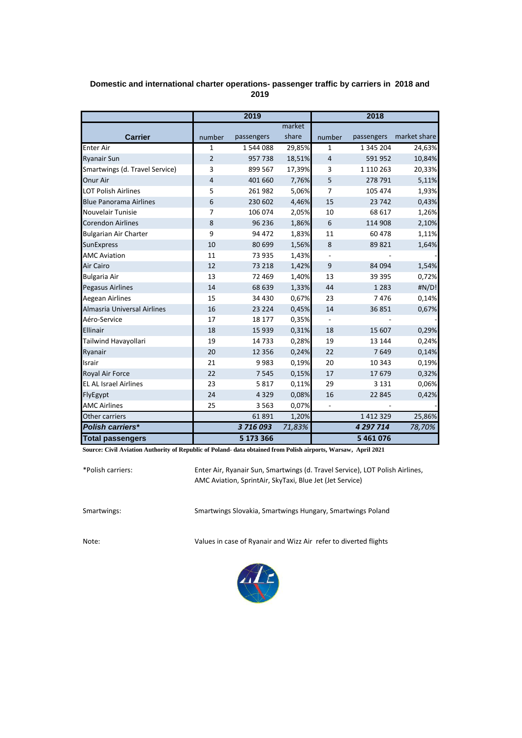**Domestic and international charter operations- passenger traffic by carriers in 2018 and 2019**

| Carrier | 2019 | | | 2018 | | |
|---|---|---|---|---|---|---|
| | number | passengers | market share | number | passengers | market share |
| Enter Air | 1 | 1 544 088 | 29,85% | 1 | 1 345 204 | 24,63% |
| Ryanair Sun | 2 | 957 738 | 18,51% | 4 | 591 952 | 10,84% |
| Smartwings (d. Travel Service) | 3 | 899 567 | 17,39% | 3 | 1 110 263 | 20,33% |
| Onur Air | 4 | 401 660 | 7,76% | 5 | 278 791 | 5,11% |
| LOT Polish Airlines | 5 | 261 982 | 5,06% | 7 | 105 474 | 1,93% |
| Blue Panorama Airlines | 6 | 230 602 | 4,46% | 15 | 23 742 | 0,43% |
| Nouvelair Tunisie | 7 | 106 074 | 2,05% | 10 | 68 617 | 1,26% |
| Corendon Airlines | 8 | 96 236 | 1,86% | 6 | 114 908 | 2,10% |
| Bulgarian Air Charter | 9 | 94 472 | 1,83% | 11 | 60 478 | 1,11% |
| SunExpress | 10 | 80 699 | 1,56% | 8 | 89 821 | 1,64% |
| AMC Aviation | 11 | 73 935 | 1,43% | - | - | - |
| Air Cairo | 12 | 73 218 | 1,42% | 9 | 84 094 | 1,54% |
| Bulgaria Air | 13 | 72 469 | 1,40% | 13 | 39 395 | 0,72% |
| Pegasus Airlines | 14 | 68 639 | 1,33% | 44 | 1 283 | #N/D! |
| Aegean Airlines | 15 | 34 430 | 0,67% | 23 | 7 476 | 0,14% |
| Almasria Universal Airlines | 16 | 23 224 | 0,45% | 14 | 36 851 | 0,67% |
| Aéro-Service | 17 | 18 177 | 0,35% | - | - | - |
| Ellinair | 18 | 15 939 | 0,31% | 18 | 15 607 | 0,29% |
| Tailwind Havayollari | 19 | 14 733 | 0,28% | 19 | 13 144 | 0,24% |
| Ryanair | 20 | 12 356 | 0,24% | 22 | 7 649 | 0,14% |
| Israir | 21 | 9 983 | 0,19% | 20 | 10 343 | 0,19% |
| Royal Air Force | 22 | 7 545 | 0,15% | 17 | 17 679 | 0,32% |
| EL AL Israel Airlines | 23 | 5 817 | 0,11% | 29 | 3 131 | 0,06% |
| FlyEgypt | 24 | 4 329 | 0,08% | 16 | 22 845 | 0,42% |
| AMC Airlines | 25 | 3 563 | 0,07% | - | - | - |
| Other carriers | | 61 891 | 1,20% | | 1 412 329 | 25,86% |
| ***Polish carriers**** | | ***3 716 093*** | ***71,83%*** | | ***4 297 714*** | ***78,70%*** |
| **Total passengers** | | **5 173 366** | | | **5 461 076** | |

**Source: Civil Aviation Authority of Republic of Poland- data obtained from Polish airports, Warsaw, April 2021**

*Polish carriers: Enter Air, Ryanair Sun, Smartwings (d. Travel Service), LOT Polish Airlines, AMC Aviation, SprintAir, SkyTaxi, Blue Jet (Jet Service)

Smartwings: Smartwings Slovakia, Smartwings Hungary, Smartwings Poland

Note: Values in case of Ryanair and Wizz Air refer to diverted flights